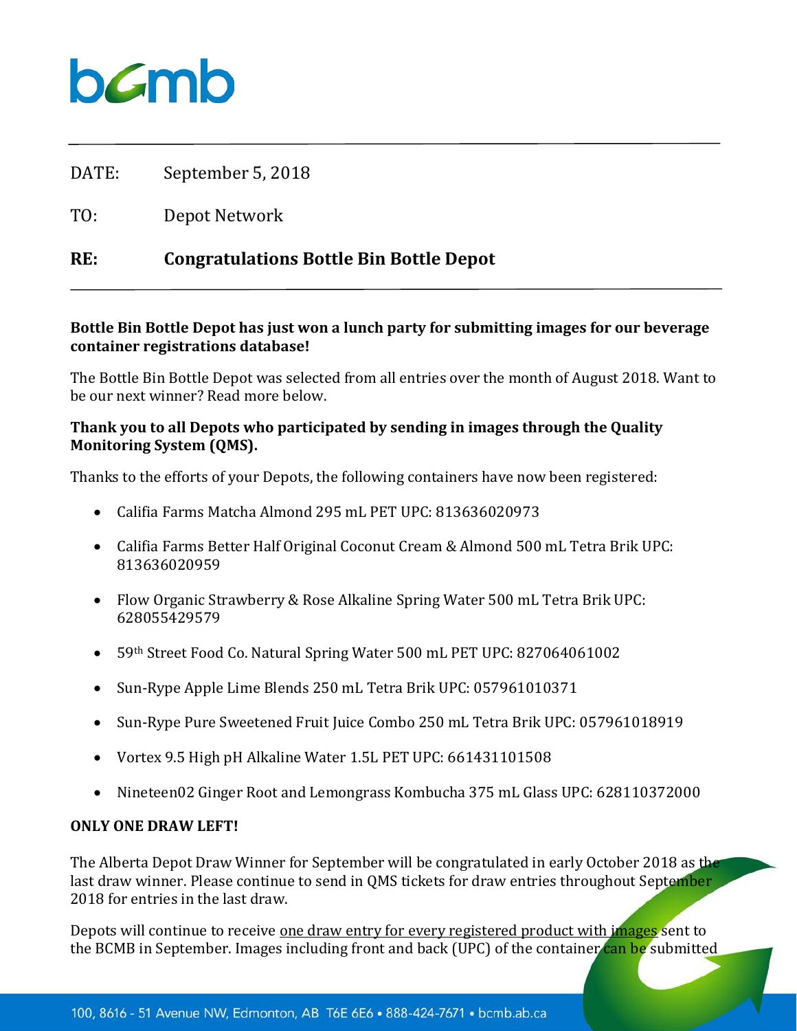bcmb

DATE: September 5, 2018

TO: Depot Network

**RE: Congratulations Bottle Bin Bottle Depot**

**Bottle Bin Bottle Depot has just won a lunch party for submitting images for our beverage container registrations database!**

The Bottle Bin Bottle Depot was selected from all entries over the month of August 2018. Want to be our next winner? Read more below.

**Thank you to all Depots who participated by sending in images through the Quality Monitoring System (QMS).**

Thanks to the efforts of your Depots, the following containers have now been registered:

- Califia Farms Matcha Almond 295 mL PET UPC: 813636020973
- Califia Farms Better Half Original Coconut Cream & Almond 500 mL Tetra Brik UPC: 813636020959
- Flow Organic Strawberry & Rose Alkaline Spring Water 500 mL Tetra Brik UPC: 628055429579
- 59th Street Food Co. Natural Spring Water 500 mL PET UPC: 827064061002
- Sun-Rype Apple Lime Blends 250 mL Tetra Brik UPC: 057961010371
- Sun-Rype Pure Sweetened Fruit Juice Combo 250 mL Tetra Brik UPC: 057961018919
- Vortex 9.5 High pH Alkaline Water 1.5L PET UPC: 661431101508
- Nineteen02 Ginger Root and Lemongrass Kombucha 375 mL Glass UPC: 628110372000

**ONLY ONE DRAW LEFT!**

The Alberta Depot Draw Winner for September will be congratulated in early October 2018 as the last draw winner. Please continue to send in QMS tickets for draw entries throughout September 2018 for entries in the last draw.

Depots will continue to receive one draw entry for every registered product with images sent to the BCMB in September. Images including front and back (UPC) of the container can be submitted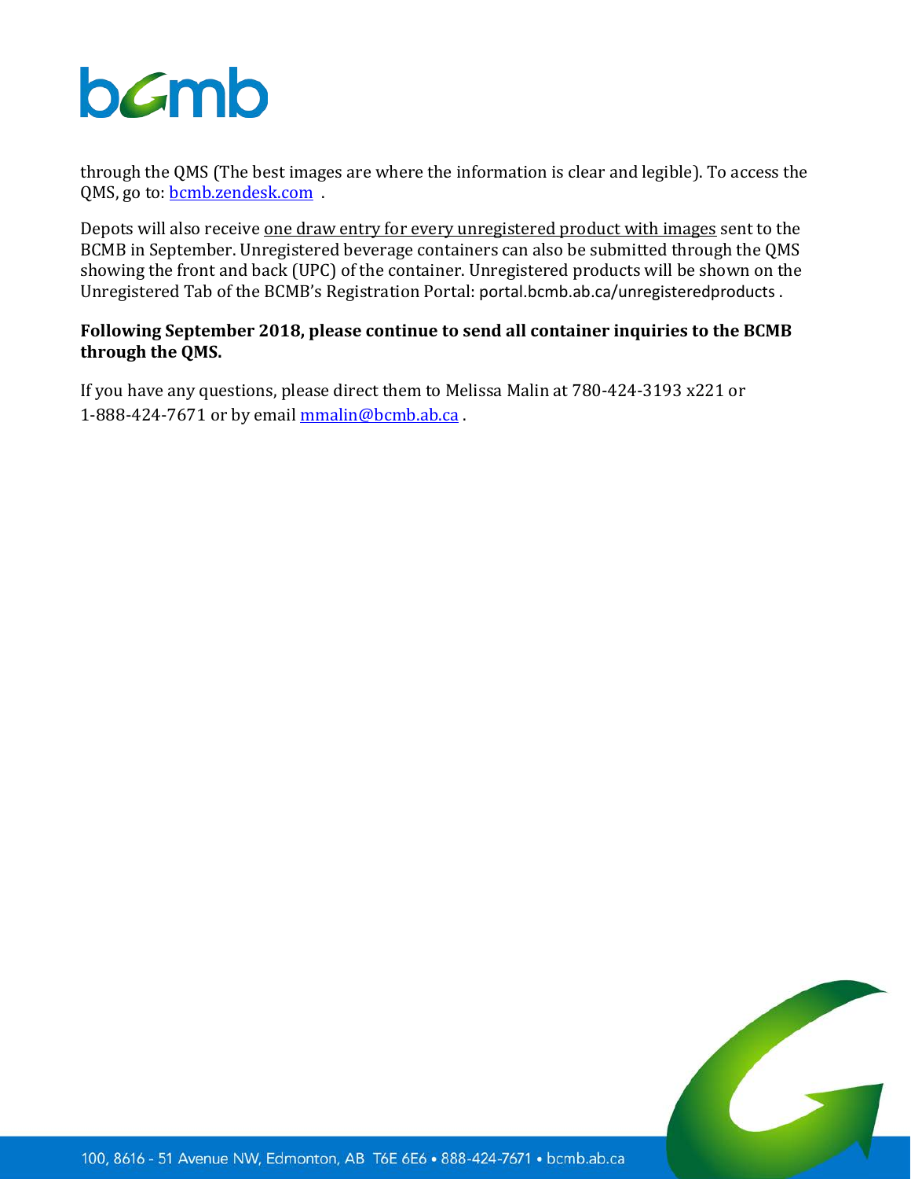through the QMS (The best images are where the information is clear and legible). To access the QMS, go to: [bcmb.zendesk.com](bcmb.zendesk.com) .

Depots will also receive one draw entry for every unregistered product with images sent to the BCMB in September. Unregistered beverage containers can also be submitted through the QMS showing the front and back (UPC) of the container. Unregistered products will be shown on the Unregistered Tab of the BCMB's Registration Portal: portal.bcmb.ab.ca/unregisteredproducts .

**Following September 2018, please continue to send all container inquiries to the BCMB through the QMS.**

If you have any questions, please direct them to Melissa Malin at 780-424-3193 x221 or 1-888-424-7671 or by email [mmalin@bcmb.ab.ca](mailto:mmalin@bcmb.ab.ca) .